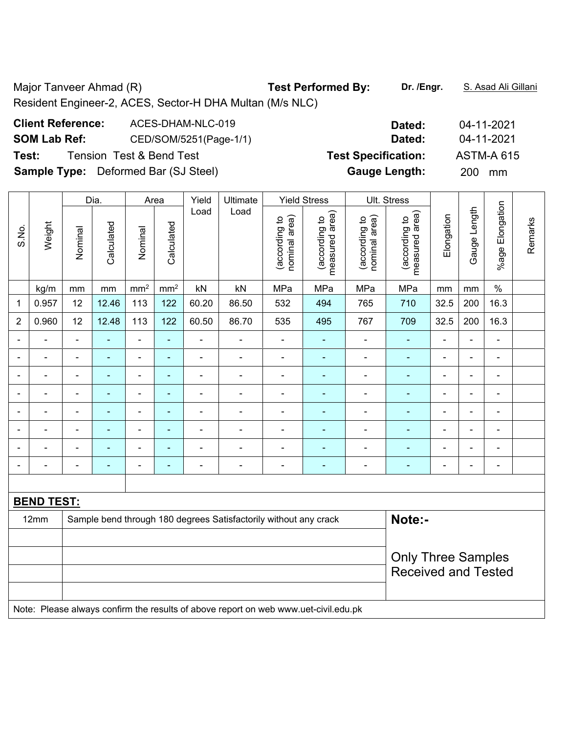Major Tanveer Ahmad (R)

Resident Engineer-2, ACES, Sector-H DHA Multan (M/s NLC)

**Test Performed By:** **Dr. /Engr.** S. Asad Ali Gillani

**Client Reference:** ACES-DHAM-NLC-019 **Dated:** 04-11-2021

**SOM Lab Ref:** CED/SOM/5251(Page-1/1) **Dated:** 04-11-2021

**Test:** Tension Test & Bend Test **Test Specification:** ASTM-A 615

**Sample Type:** Deformed Bar (SJ Steel) **Gauge Length:** 200 mm

| S.No. | Weight | Dia. | | Area | | Yield Load | Ultimate Load | Yield Stress | | Ult. Stress | | Elongation | Gauge Length | %age Elongation | Remarks |
|---|---|---|---|---|---|---|---|---|---|---|---|---|---|---|---|
| | | Nominal | Calculated | Nominal | Calculated | | | (according to nominal area) | (according to measured area) | (according to nominal area) | (according to measured area) | | | | |
| | kg/m | mm | mm | mm² | mm² | kN | kN | MPa | MPa | MPa | MPa | mm | mm | % | |
| 1 | 0.957 | 12 | 12.46 | 113 | 122 | 60.20 | 86.50 | 532 | 494 | 765 | 710 | 32.5 | 200 | 16.3 | |
| 2 | 0.960 | 12 | 12.48 | 113 | 122 | 60.50 | 86.70 | 535 | 495 | 767 | 709 | 32.5 | 200 | 16.3 | |
| - | - | - | - | - | - | - | - | - | - | - | - | - | - | - | |
| - | - | - | - | - | - | - | - | - | - | - | - | - | - | - | |
| - | - | - | - | - | - | - | - | - | - | - | - | - | - | - | |
| - | - | - | - | - | - | - | - | - | - | - | - | - | - | - | |
| - | - | - | - | - | - | - | - | - | - | - | - | - | - | - | |
| - | - | - | - | - | - | - | - | - | - | - | - | - | - | - | |
| - | - | - | - | - | - | - | - | - | - | - | - | - | - | - | |
| - | - | - | - | - | - | - | - | - | - | - | - | - | - | - | |

**BEND TEST:**

| | | |
|---|---|---|
| 12mm | Sample bend through 180 degrees Satisfactorily without any crack | **Note:-** |
| | | Only Three Samples Received and Tested |

Note: Please always confirm the results of above report on web www.uet-civil.edu.pk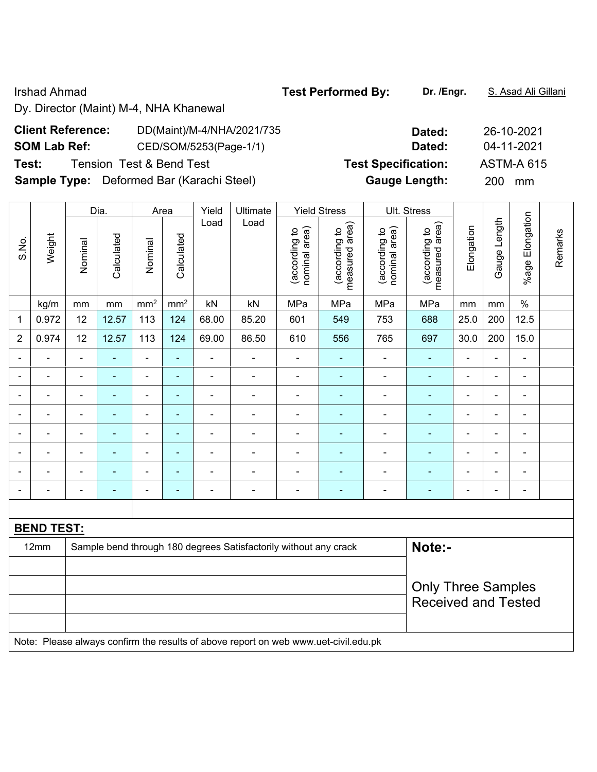Irshad Ahmad

Dy. Director (Maint) M-4, NHA Khanewal

**Test Performed By:** **Dr. /Engr.** S. Asad Ali Gillani

**Client Reference:** DD(Maint)/M-4/NHA/2021/735 **Dated:** 26-10-2021

**SOM Lab Ref:** CED/SOM/5253(Page-1/1) **Dated:** 04-11-2021

**Test:** Tension Test & Bend Test **Test Specification:** ASTM-A 615

**Sample Type:** Deformed Bar (Karachi Steel) **Gauge Length:** 200 mm

| S.No. | Weight | Dia. | | Area | | Yield Load | Ultimate Load | Yield Stress | | Ult. Stress | | Elongation | Gauge Length | %age Elongation | Remarks |
|---|---|---|---|---|---|---|---|---|---|---|---|---|---|---|---|
| | | Nominal | Calculated | Nominal | Calculated | | | (according to nominal area) | (according to measured area) | (according to nominal area) | (according to measured area) | | | | |
| | kg/m | mm | mm | mm² | mm² | kN | kN | MPa | MPa | MPa | MPa | mm | mm | % | |
| 1 | 0.972 | 12 | 12.57 | 113 | 124 | 68.00 | 85.20 | 601 | 549 | 753 | 688 | 25.0 | 200 | 12.5 | |
| 2 | 0.974 | 12 | 12.57 | 113 | 124 | 69.00 | 86.50 | 610 | 556 | 765 | 697 | 30.0 | 200 | 15.0 | |
| - | - | - | - | - | - | - | - | - | - | - | - | - | - | - | |
| - | - | - | - | - | - | - | - | - | - | - | - | - | - | - | |
| - | - | - | - | - | - | - | - | - | - | - | - | - | - | - | |
| - | - | - | - | - | - | - | - | - | - | - | - | - | - | - | |
| - | - | - | - | - | - | - | - | - | - | - | - | - | - | - | |
| - | - | - | - | - | - | - | - | - | - | - | - | - | - | - | |
| - | - | - | - | - | - | - | - | - | - | - | - | - | - | - | |
| - | - | - | - | - | - | - | - | - | - | - | - | - | - | - | |

**BEND TEST:**

| | | |
|---|---|---|
| 12mm | Sample bend through 180 degrees Satisfactorily without any crack | **Note:-** |
| | | Only Three Samples Received and Tested |

Note: Please always confirm the results of above report on web www.uet-civil.edu.pk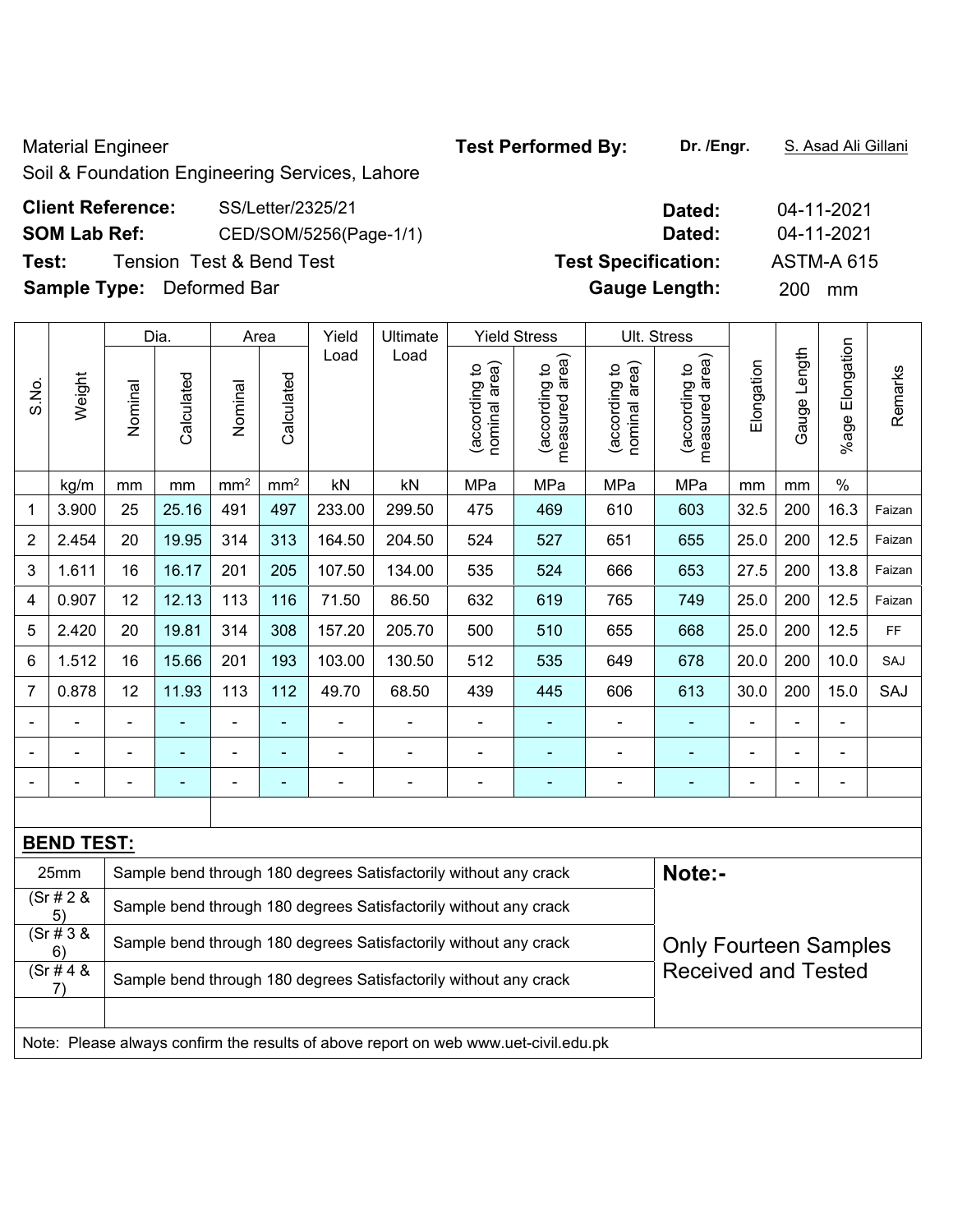Material Engineer
Soil & Foundation Engineering Services, Lahore

**Test Performed By:** **Dr. /Engr.** S. Asad Ali Gillani

**Client Reference:** SS/Letter/2325/21 **Dated:** 04-11-2021

**SOM Lab Ref:** CED/SOM/5256(Page-1/1) **Dated:** 04-11-2021

**Test:** Tension Test & Bend Test **Test Specification:** ASTM-A 615

**Sample Type:** Deformed Bar **Gauge Length:** 200 mm

| S.No. | Weight | Dia. | | Area | | Yield Load | Ultimate Load | Yield Stress | | Ult. Stress | | Elongation | Gauge Length | %age Elongation | Remarks |
|---|---|---|---|---|---|---|---|---|---|---|---|---|---|---|---|
| | | Nominal | Calculated | Nominal | Calculated | | | (according to nominal area) | (according to measured area) | (according to nominal area) | (according to measured area) | | | | |
| | kg/m | mm | mm | mm$^2$ | mm$^2$ | kN | kN | MPa | MPa | MPa | MPa | mm | mm | % | |
| 1 | 3.900 | 25 | 25.16 | 491 | 497 | 233.00 | 299.50 | 475 | 469 | 610 | 603 | 32.5 | 200 | 16.3 | Faizan |
| 2 | 2.454 | 20 | 19.95 | 314 | 313 | 164.50 | 204.50 | 524 | 527 | 651 | 655 | 25.0 | 200 | 12.5 | Faizan |
| 3 | 1.611 | 16 | 16.17 | 201 | 205 | 107.50 | 134.00 | 535 | 524 | 666 | 653 | 27.5 | 200 | 13.8 | Faizan |
| 4 | 0.907 | 12 | 12.13 | 113 | 116 | 71.50 | 86.50 | 632 | 619 | 765 | 749 | 25.0 | 200 | 12.5 | Faizan |
| 5 | 2.420 | 20 | 19.81 | 314 | 308 | 157.20 | 205.70 | 500 | 510 | 655 | 668 | 25.0 | 200 | 12.5 | FF |
| 6 | 1.512 | 16 | 15.66 | 201 | 193 | 103.00 | 130.50 | 512 | 535 | 649 | 678 | 20.0 | 200 | 10.0 | SAJ |
| 7 | 0.878 | 12 | 11.93 | 113 | 112 | 49.70 | 68.50 | 439 | 445 | 606 | 613 | 30.0 | 200 | 15.0 | SAJ |
| - | - | - | - | - | - | - | - | - | - | - | - | - | - | - | |
| - | - | - | - | - | - | - | - | - | - | - | - | - | - | - | |
| - | - | - | - | - | - | - | - | - | - | - | - | - | - | - | |

**BEND TEST:**

| | | |
|---|---|---|
| 25mm | Sample bend through 180 degrees Satisfactorily without any crack | **Note:-** |
| (Sr # 2 & 5) | Sample bend through 180 degrees Satisfactorily without any crack | |
| (Sr # 3 & 6) | Sample bend through 180 degrees Satisfactorily without any crack | Only Fourteen Samples Received and Tested |
| (Sr # 4 & 7) | Sample bend through 180 degrees Satisfactorily without any crack | |

Note: Please always confirm the results of above report on web www.uet-civil.edu.pk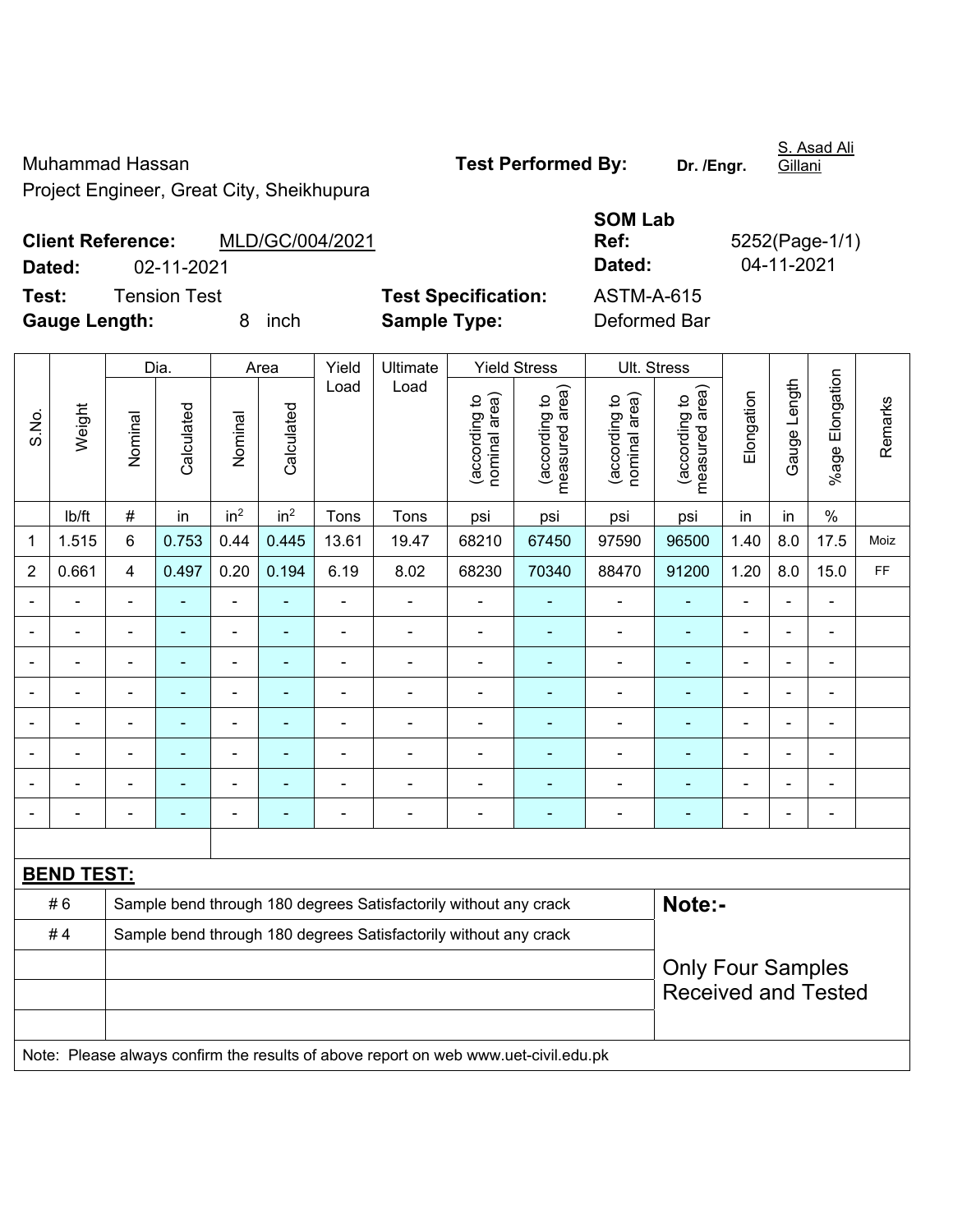Muhammad Hassan

Project Engineer, Great City, Sheikhupura

**Test Performed By:** Dr. /Engr. S. Asad Ali Gillani

**Client Reference:** MLD/GC/004/2021

**Dated:** 02-11-2021

**SOM Lab Ref:** 5252(Page-1/1)

**Dated:** 04-11-2021

**Test:** Tension Test

**Gauge Length:** 8 inch

**Test Specification:** ASTM-A-615

**Sample Type:** Deformed Bar

| S.No. | Weight | Dia. | | Area | | Yield Load | Ultimate Load | Yield Stress | | Ult. Stress | | Elongation | Gauge Length | %age Elongation | Remarks |
|---|---|---|---|---|---|---|---|---|---|---|---|---|---|---|---|
| | | Nominal | Calculated | Nominal | Calculated | | | (according to nominal area) | (according to measured area) | (according to nominal area) | (according to measured area) | | | | |
| | lb/ft | # | in | in$^2$ | in$^2$ | Tons | Tons | psi | psi | psi | psi | in | in | % | |
| 1 | 1.515 | 6 | 0.753 | 0.44 | 0.445 | 13.61 | 19.47 | 68210 | 67450 | 97590 | 96500 | 1.40 | 8.0 | 17.5 | Moiz |
| 2 | 0.661 | 4 | 0.497 | 0.20 | 0.194 | 6.19 | 8.02 | 68230 | 70340 | 88470 | 91200 | 1.20 | 8.0 | 15.0 | FF |
| - | - | - | - | - | - | - | - | - | - | - | - | - | - | - | |
| - | - | - | - | - | - | - | - | - | - | - | - | - | - | - | |
| - | - | - | - | - | - | - | - | - | - | - | - | - | - | - | |
| - | - | - | - | - | - | - | - | - | - | - | - | - | - | - | |
| - | - | - | - | - | - | - | - | - | - | - | - | - | - | - | |
| - | - | - | - | - | - | - | - | - | - | - | - | - | - | - | |
| - | - | - | - | - | - | - | - | - | - | - | - | - | - | - | |
| - | - | - | - | - | - | - | - | - | - | - | - | - | - | - | |

**BEND TEST:**

| | |
|---|---|
| # 6 | Sample bend through 180 degrees Satisfactorily without any crack |
| # 4 | Sample bend through 180 degrees Satisfactorily without any crack |

**Note:-**

Only Four Samples Received and Tested

Note: Please always confirm the results of above report on web www.uet-civil.edu.pk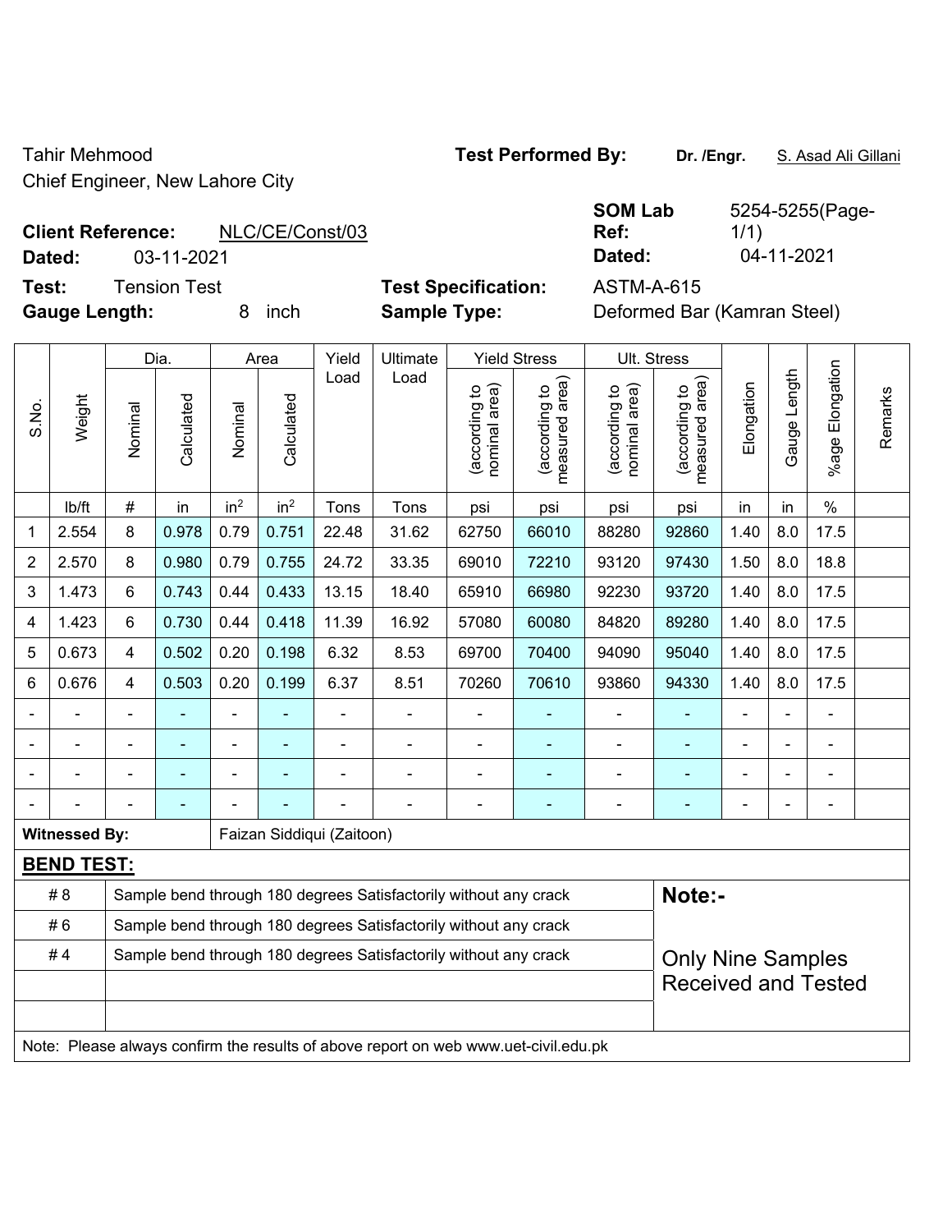Tahir Mehmood
Chief Engineer, New Lahore City

**Test Performed By:** Dr. /Engr. S. Asad Ali Gillani

**Client Reference:** NLC/CE/Const/03
**Dated:** 03-11-2021

**SOM Lab Ref:** 5254-5255(Page-1/1)
**Dated:** 04-11-2021

**Test:** Tension Test
**Gauge Length:** 8 inch

**Test Specification:** ASTM-A-615
**Sample Type:** Deformed Bar (Kamran Steel)

| S.No. | Weight | Dia. | | Area | | Yield Load | Ultimate Load | Yield Stress | | Ult. Stress | | Elongation | Gauge Length | %age Elongation | Remarks |
|---|---|---|---|---|---|---|---|---|---|---|---|---|---|---|---|
| | | Nominal | Calculated | Nominal | Calculated | | | (according to nominal area) | (according to measured area) | (according to nominal area) | (according to measured area) | | | | |
| | lb/ft | # | in | in$^2$ | in$^2$ | Tons | Tons | psi | psi | psi | psi | in | in | % | |
| 1 | 2.554 | 8 | 0.978 | 0.79 | 0.751 | 22.48 | 31.62 | 62750 | 66010 | 88280 | 92860 | 1.40 | 8.0 | 17.5 | |
| 2 | 2.570 | 8 | 0.980 | 0.79 | 0.755 | 24.72 | 33.35 | 69010 | 72210 | 93120 | 97430 | 1.50 | 8.0 | 18.8 | |
| 3 | 1.473 | 6 | 0.743 | 0.44 | 0.433 | 13.15 | 18.40 | 65910 | 66980 | 92230 | 93720 | 1.40 | 8.0 | 17.5 | |
| 4 | 1.423 | 6 | 0.730 | 0.44 | 0.418 | 11.39 | 16.92 | 57080 | 60080 | 84820 | 89280 | 1.40 | 8.0 | 17.5 | |
| 5 | 0.673 | 4 | 0.502 | 0.20 | 0.198 | 6.32 | 8.53 | 69700 | 70400 | 94090 | 95040 | 1.40 | 8.0 | 17.5 | |
| 6 | 0.676 | 4 | 0.503 | 0.20 | 0.199 | 6.37 | 8.51 | 70260 | 70610 | 93860 | 94330 | 1.40 | 8.0 | 17.5 | |
| - | - | - | - | - | - | - | - | - | - | - | - | - | - | - | |
| - | - | - | - | - | - | - | - | - | - | - | - | - | - | - | |
| - | - | - | - | - | - | - | - | - | - | - | - | - | - | - | |
| - | - | - | - | - | - | - | - | - | - | - | - | - | - | - | |

**Witnessed By:** Faizan Siddiqui (Zaitoon)

**BEND TEST:**

| | | |
|---|---|---|
| # 8 | Sample bend through 180 degrees Satisfactorily without any crack | **Note:-** |
| # 6 | Sample bend through 180 degrees Satisfactorily without any crack | |
| # 4 | Sample bend through 180 degrees Satisfactorily without any crack | Only Nine Samples Received and Tested |
| | | |
| | | |

Note: Please always confirm the results of above report on web www.uet-civil.edu.pk